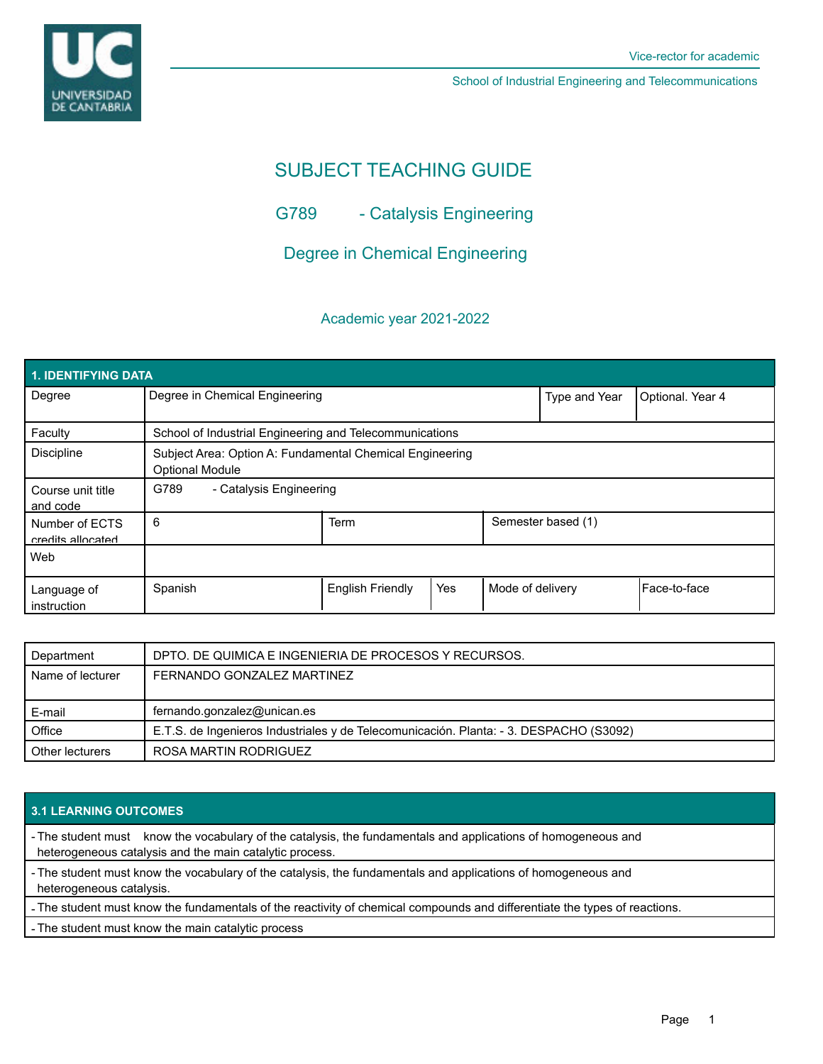Vice-rector for academic

School of Industrial Engineering and Telecommunications

# SUBJECT TEACHING GUIDE

## G789 - Catalysis Engineering

## Degree in Chemical Engineering

Academic year 2021-2022

| 1. IDENTIFYING DATA | | | | | |
|---|---|---|---|---|---|
| Degree | Degree in Chemical Engineering | | | Type and Year | Optional. Year 4 |
| Faculty | School of Industrial Engineering and Telecommunications | | | | |
| Discipline | Subject Area: Option A: Fundamental Chemical Engineering<br>Optional Module | | | | |
| Course unit title and code | G789 - Catalysis Engineering | | | | |
| Number of ECTS credits allocated | 6 | Term | | Semester based (1) | |
| Web | | | | | |
| Language of instruction | Spanish | English Friendly | Yes | Mode of delivery | Face-to-face |

| Department | DPTO. DE QUIMICA E INGENIERIA DE PROCESOS Y RECURSOS. |
|---|---|
| Name of lecturer | FERNANDO GONZALEZ MARTINEZ |
| E-mail | fernando.gonzalez@unican.es |
| Office | E.T.S. de Ingenieros Industriales y de Telecomunicación. Planta: - 3. DESPACHO (S3092) |
| Other lecturers | ROSA MARTIN RODRIGUEZ |

| 3.1 LEARNING OUTCOMES |
|---|
| - The student must know the vocabulary of the catalysis, the fundamentals and applications of homogeneous and heterogeneous catalysis and the main catalytic process. |
| - The student must know the vocabulary of the catalysis, the fundamentals and applications of homogeneous and heterogeneous catalysis. |
| - The student must know the fundamentals of the reactivity of chemical compounds and differentiate the types of reactions. |
| - The student must know the main catalytic process |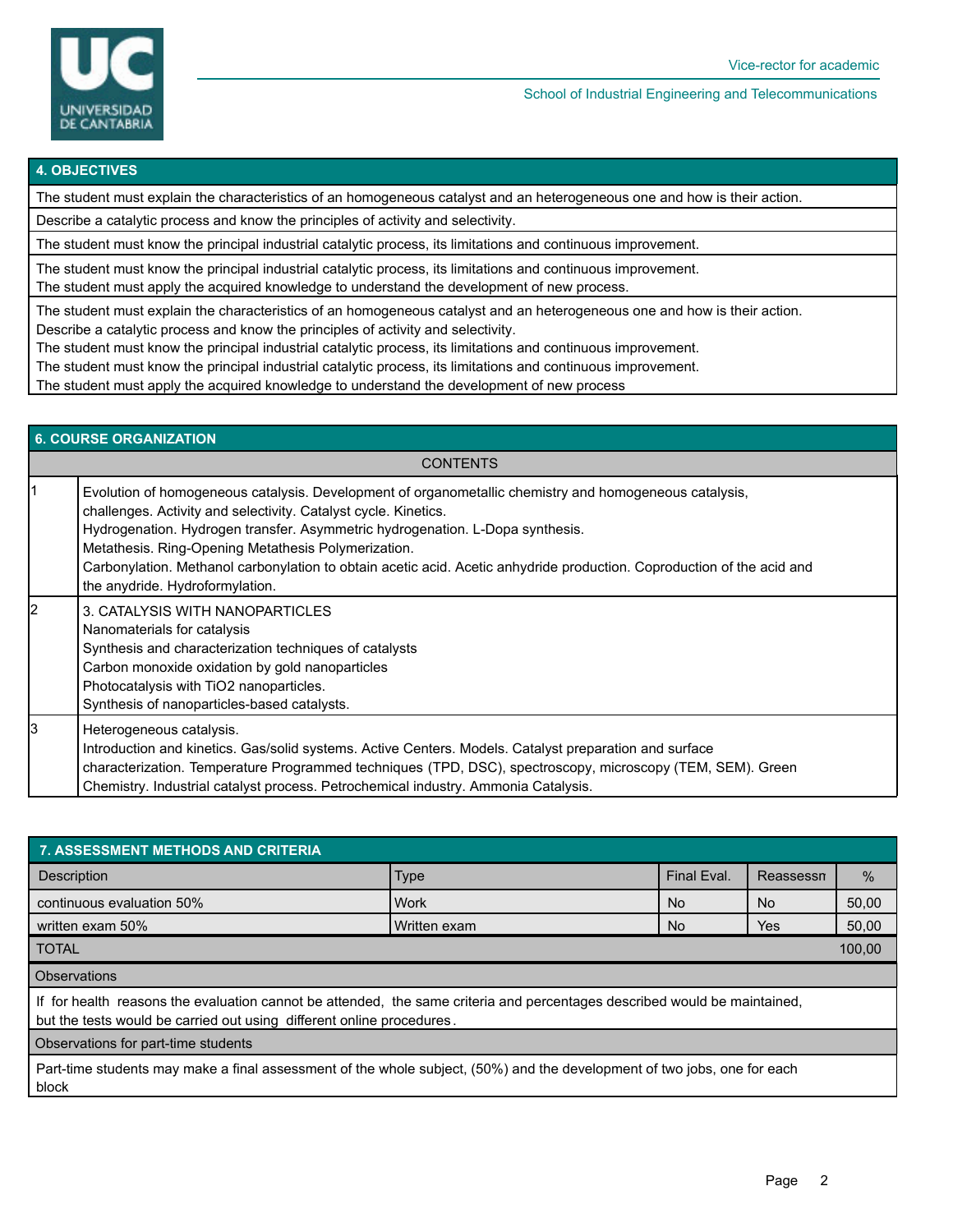## 4. OBJECTIVES

The student must explain the characteristics of an homogeneous catalyst and an heterogeneous one and how is their action.

Describe a catalytic process and know the principles of activity and selectivity.

The student must know the principal industrial catalytic process, its limitations and continuous improvement.

The student must know the principal industrial catalytic process, its limitations and continuous improvement.
The student must apply the acquired knowledge to understand the development of new process.

The student must explain the characteristics of an homogeneous catalyst and an heterogeneous one and how is their action.
Describe a catalytic process and know the principles of activity and selectivity.
The student must know the principal industrial catalytic process, its limitations and continuous improvement.
The student must know the principal industrial catalytic process, its limitations and continuous improvement.
The student must apply the acquired knowledge to understand the development of new process

## 6. COURSE ORGANIZATION

| | CONTENTS |
|---|---|
| 1 | Evolution of homogeneous catalysis. Development of organometallic chemistry and homogeneous catalysis, challenges. Activity and selectivity. Catalyst cycle. Kinetics.<br>Hydrogenation. Hydrogen transfer. Asymmetric hydrogenation. L-Dopa synthesis.<br>Metathesis. Ring-Opening Metathesis Polymerization.<br>Carbonylation. Methanol carbonylation to obtain acetic acid. Acetic anhydride production. Coproduction of the acid and the anydride. Hydroformylation. |
| 2 | 3. CATALYSIS WITH NANOPARTICLES<br>Nanomaterials for catalysis<br>Synthesis and characterization techniques of catalysts<br>Carbon monoxide oxidation by gold nanoparticles<br>Photocatalysis with $TiO_2$ nanoparticles.<br>Synthesis of nanoparticles-based catalysts. |
| 3 | Heterogeneous catalysis.<br>Introduction and kinetics. Gas/solid systems. Active Centers. Models. Catalyst preparation and surface characterization. Temperature Programmed techniques (TPD, DSC), spectroscopy, microscopy (TEM, SEM). Green Chemistry. Industrial catalyst process. Petrochemical industry. Ammonia Catalysis. |

## 7. ASSESSMENT METHODS AND CRITERIA

| Description | Type | Final Eval. | Reassessn | % |
|---|---|---|---|---|
| continuous evaluation 50% | Work | No | No | 50,00 |
| written exam 50% | Written exam | No | Yes | 50,00 |
| TOTAL | | | | 100,00 |

**Observations**

If for health reasons the evaluation cannot be attended, the same criteria and percentages described would be maintained, but the tests would be carried out using different online procedures.

**Observations for part-time students**

Part-time students may make a final assessment of the whole subject, (50%) and the development of two jobs, one for each block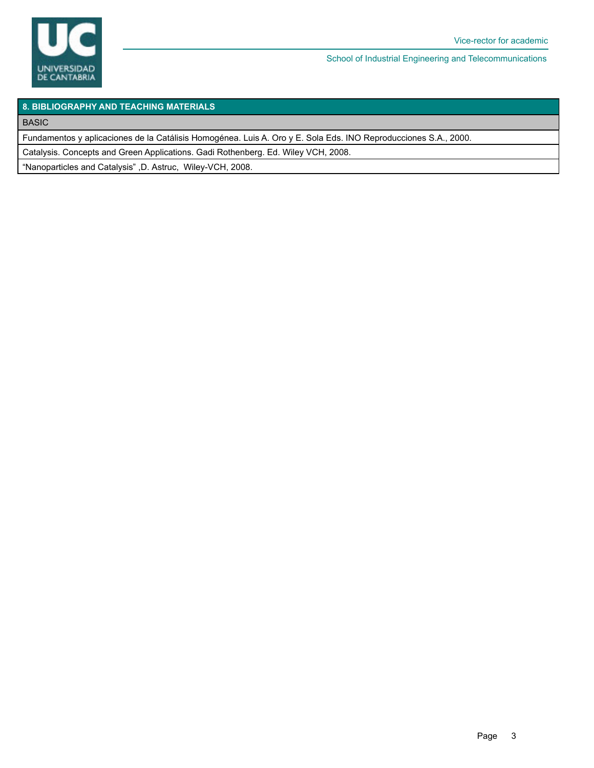## 8. BIBLIOGRAPHY AND TEACHING MATERIALS

| BASIC |
|---|
| Fundamentos y aplicaciones de la Catálisis Homogénea. Luis A. Oro y E. Sola Eds. INO Reproducciones S.A., 2000. |
| Catalysis. Concepts and Green Applications. Gadi Rothenberg. Ed. Wiley VCH, 2008. |
| "Nanoparticles and Catalysis" ,D. Astruc,  Wiley-VCH, 2008. |